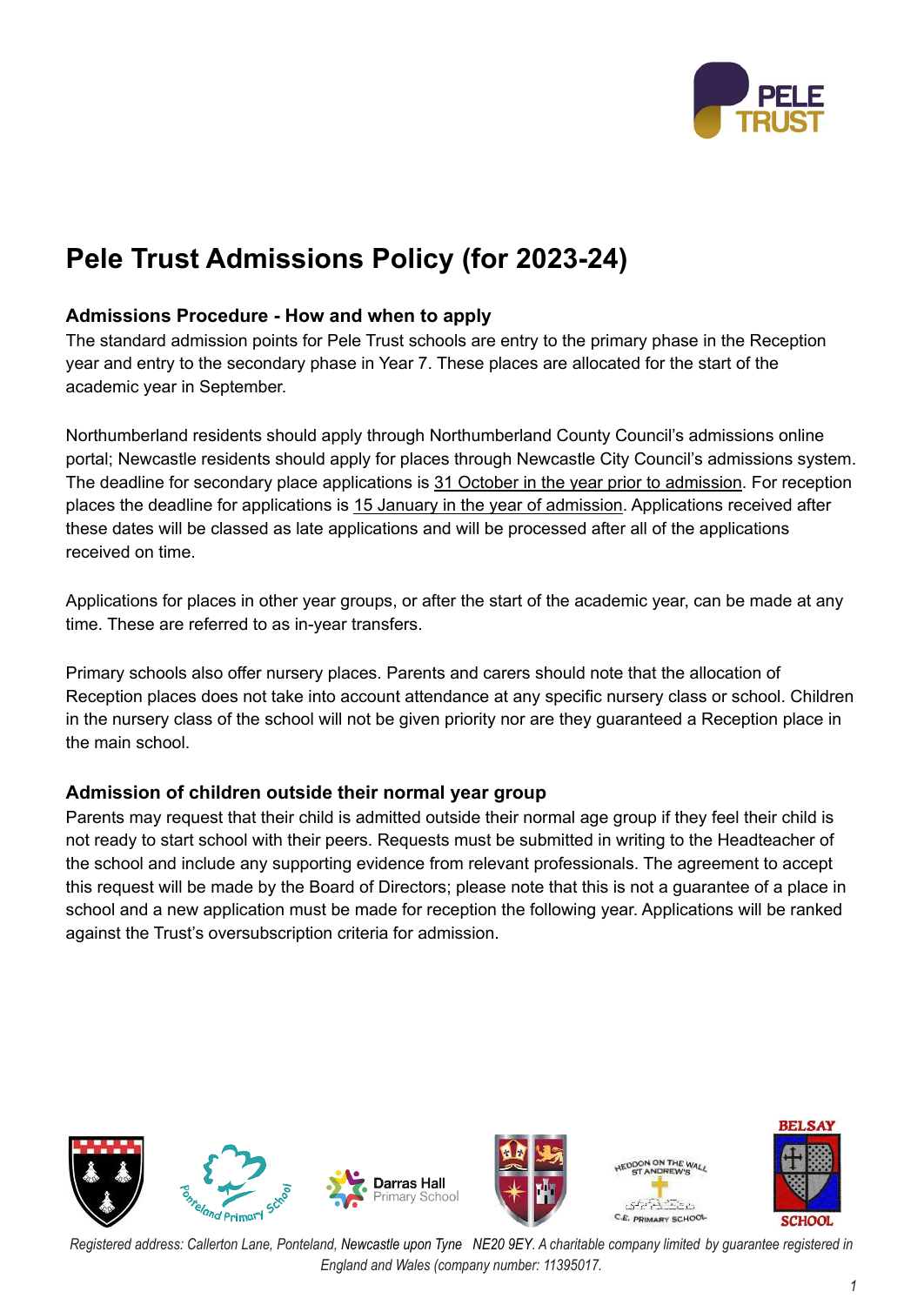# Pele Trust Admissions Policy (for 2023-24)

### Admissions Procedure - How and when to apply

The standard admission points for Pele Trust schools are entry to the primary phase in the Reception year and entry to the secondary phase in Year 7. These places are allocated for the start of the academic year in September.

Northumberland residents should apply through Northumberland County Council's admissions online portal; Newcastle residents should apply for places through Newcastle City Council's admissions system. The deadline for secondary place applications is 31 October in the year prior to admission. For reception places the deadline for applications is 15 January in the year of admission. Applications received after these dates will be classed as late applications and will be processed after all of the applications received on time.

Applications for places in other year groups, or after the start of the academic year, can be made at any time. These are referred to as in-year transfers.

Primary schools also offer nursery places. Parents and carers should note that the allocation of Reception places does not take into account attendance at any specific nursery class or school. Children in the nursery class of the school will not be given priority nor are they guaranteed a Reception place in the main school.

### Admission of children outside their normal year group

Parents may request that their child is admitted outside their normal age group if they feel their child is not ready to start school with their peers. Requests must be submitted in writing to the Headteacher of the school and include any supporting evidence from relevant professionals. The agreement to accept this request will be made by the Board of Directors; please note that this is not a guarantee of a place in school and a new application must be made for reception the following year. Applications will be ranked against the Trust's oversubscription criteria for admission.

*Registered address: Callerton Lane, Ponteland, Newcastle upon Tyne NE20 9EY. A charitable company limited by guarantee registered in England and Wales (company number: 11395017.*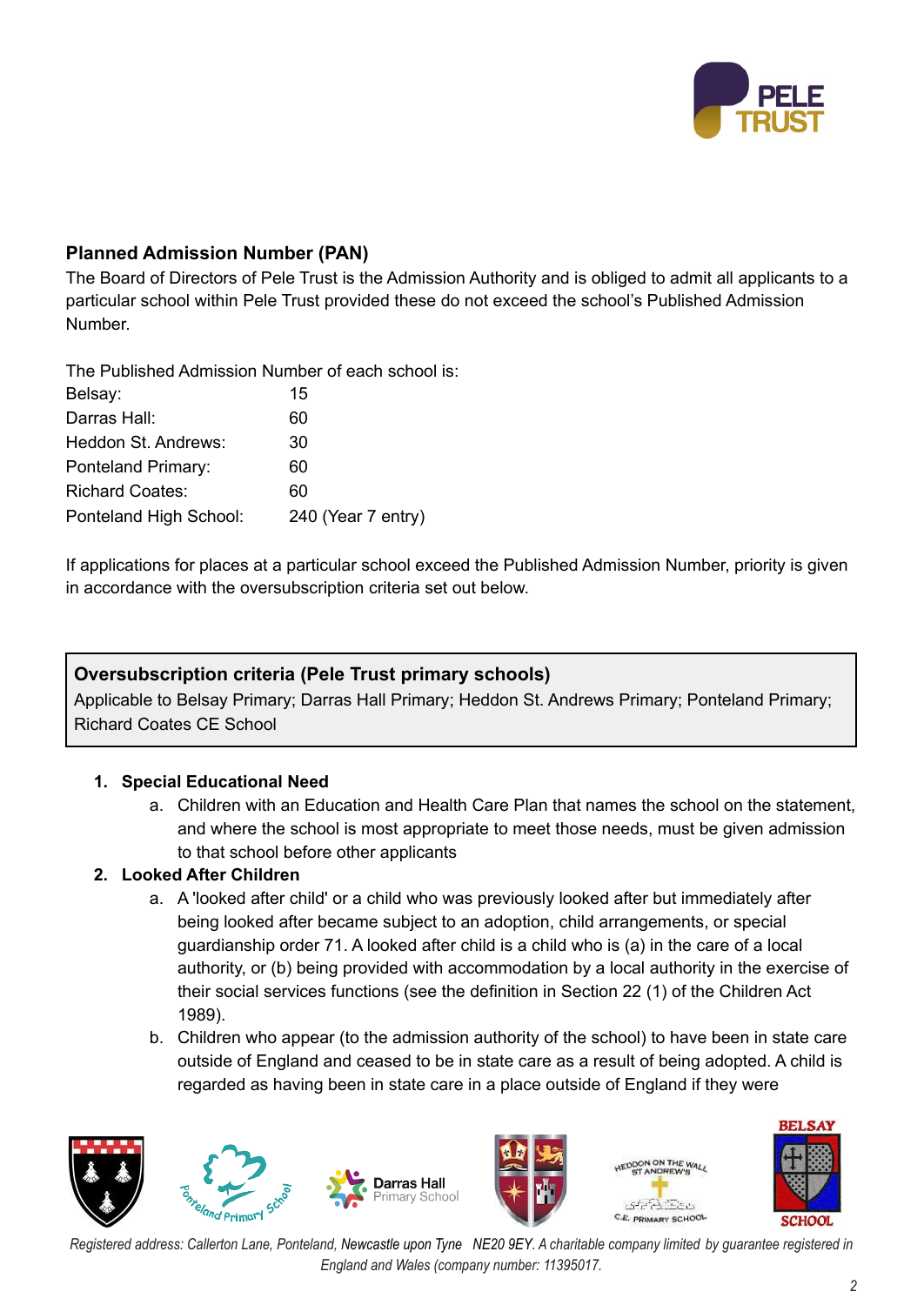## Planned Admission Number (PAN)

The Board of Directors of Pele Trust is the Admission Authority and is obliged to admit all applicants to a particular school within Pele Trust provided these do not exceed the school's Published Admission Number.

The Published Admission Number of each school is:

| | |
|---|---|
| Belsay: | 15 |
| Darras Hall: | 60 |
| Heddon St. Andrews: | 30 |
| Ponteland Primary: | 60 |
| Richard Coates: | 60 |
| Ponteland High School: | 240 (Year 7 entry) |

If applications for places at a particular school exceed the Published Admission Number, priority is given in accordance with the oversubscription criteria set out below.

**Oversubscription criteria (Pele Trust primary schools)**

Applicable to Belsay Primary; Darras Hall Primary; Heddon St. Andrews Primary; Ponteland Primary; Richard Coates CE School

1. **Special Educational Need**
   a. Children with an Education and Health Care Plan that names the school on the statement, and where the school is most appropriate to meet those needs, must be given admission to that school before other applicants
2. **Looked After Children**
   a. A 'looked after child' or a child who was previously looked after but immediately after being looked after became subject to an adoption, child arrangements, or special guardianship order 71. A looked after child is a child who is (a) in the care of a local authority, or (b) being provided with accommodation by a local authority in the exercise of their social services functions (see the definition in Section 22 (1) of the Children Act 1989).
   b. Children who appear (to the admission authority of the school) to have been in state care outside of England and ceased to be in state care as a result of being adopted. A child is regarded as having been in state care in a place outside of England if they were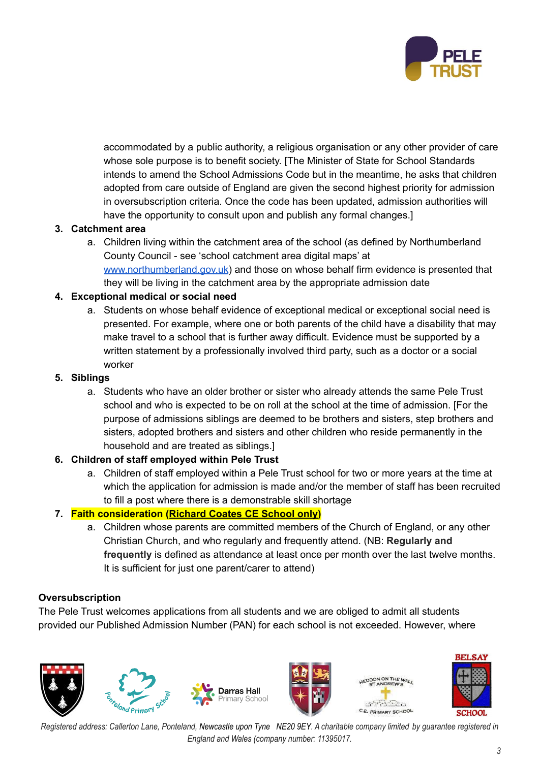accommodated by a public authority, a religious organisation or any other provider of care whose sole purpose is to benefit society. [The Minister of State for School Standards intends to amend the School Admissions Code but in the meantime, he asks that children adopted from care outside of England are given the second highest priority for admission in oversubscription criteria. Once the code has been updated, admission authorities will have the opportunity to consult upon and publish any formal changes.]

3. **Catchment area**
   a. Children living within the catchment area of the school (as defined by Northumberland County Council - see 'school catchment area digital maps' at www.northumberland.gov.uk) and those on whose behalf firm evidence is presented that they will be living in the catchment area by the appropriate admission date
4. **Exceptional medical or social need**
   a. Students on whose behalf evidence of exceptional medical or exceptional social need is presented. For example, where one or both parents of the child have a disability that may make travel to a school that is further away difficult. Evidence must be supported by a written statement by a professionally involved third party, such as a doctor or a social worker
5. **Siblings**
   a. Students who have an older brother or sister who already attends the same Pele Trust school and who is expected to be on roll at the school at the time of admission. [For the purpose of admissions siblings are deemed to be brothers and sisters, step brothers and sisters, adopted brothers and sisters and other children who reside permanently in the household and are treated as siblings.]
6. **Children of staff employed within Pele Trust**
   a. Children of staff employed within a Pele Trust school for two or more years at the time at which the application for admission is made and/or the member of staff has been recruited to fill a post where there is a demonstrable skill shortage
7. **Faith consideration (Richard Coates CE School only)**
   a. Children whose parents are committed members of the Church of England, or any other Christian Church, and who regularly and frequently attend. (NB: **Regularly and frequently** is defined as attendance at least once per month over the last twelve months. It is sufficient for just one parent/carer to attend)

**Oversubscription**

The Pele Trust welcomes applications from all students and we are obliged to admit all students provided our Published Admission Number (PAN) for each school is not exceeded. However, where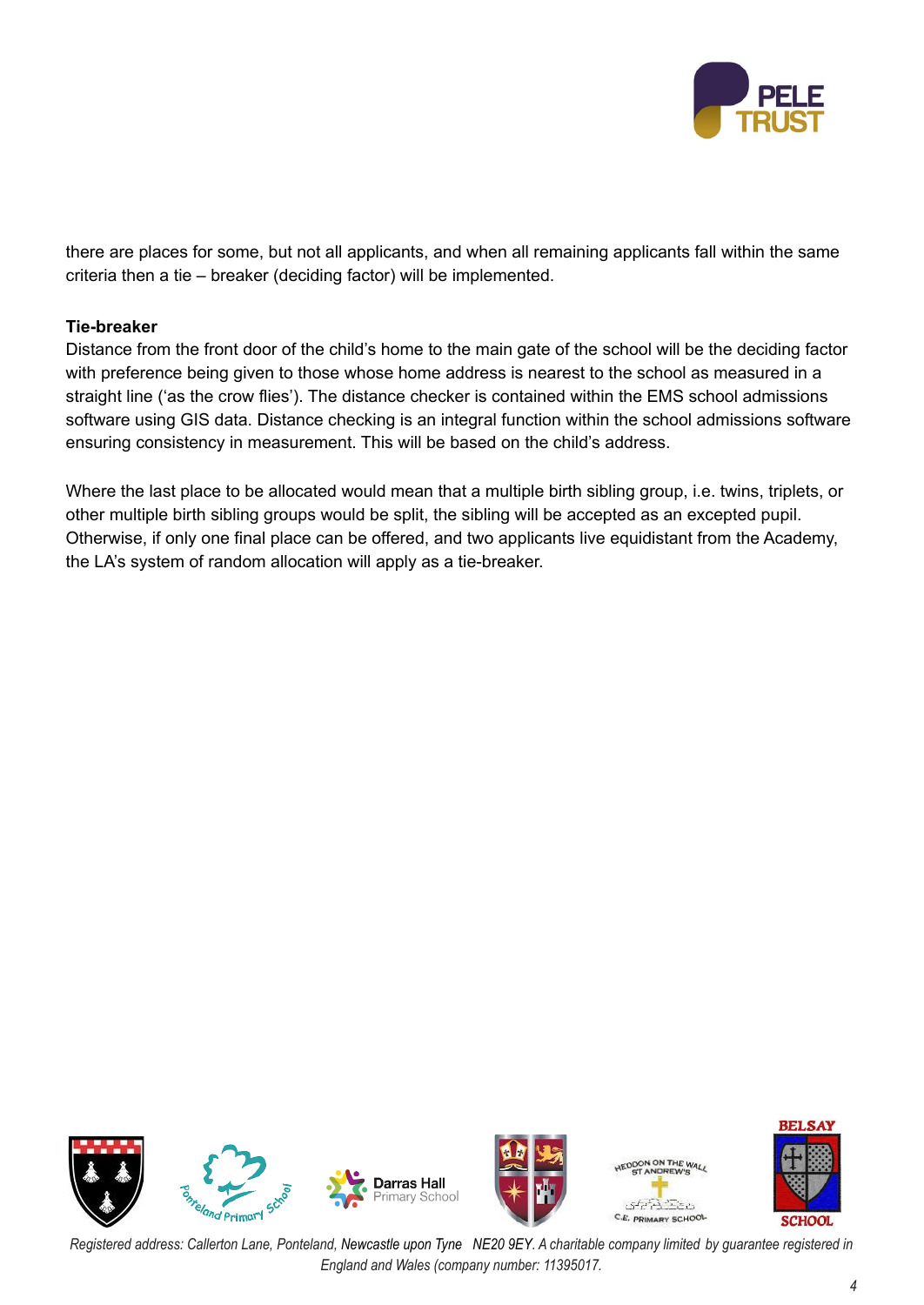there are places for some, but not all applicants, and when all remaining applicants fall within the same criteria then a tie – breaker (deciding factor) will be implemented.

**Tie-breaker**

Distance from the front door of the child's home to the main gate of the school will be the deciding factor with preference being given to those whose home address is nearest to the school as measured in a straight line ('as the crow flies'). The distance checker is contained within the EMS school admissions software using GIS data. Distance checking is an integral function within the school admissions software ensuring consistency in measurement. This will be based on the child's address.

Where the last place to be allocated would mean that a multiple birth sibling group, i.e. twins, triplets, or other multiple birth sibling groups would be split, the sibling will be accepted as an excepted pupil. Otherwise, if only one final place can be offered, and two applicants live equidistant from the Academy, the LA's system of random allocation will apply as a tie-breaker.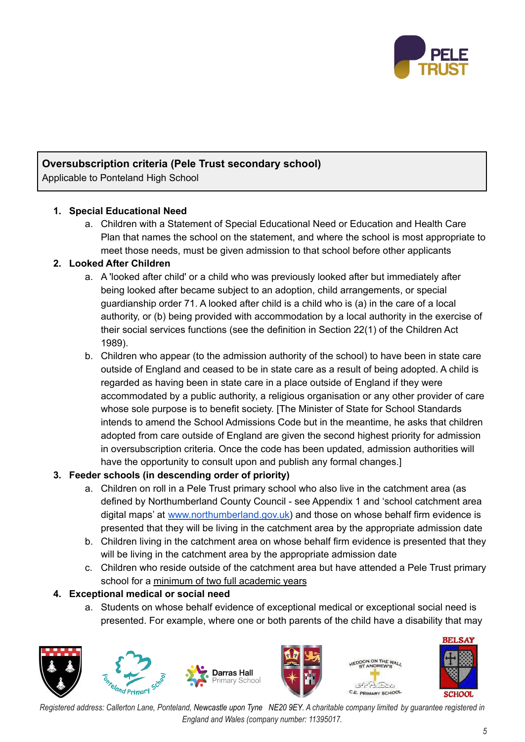**Oversubscription criteria (Pele Trust secondary school)**
Applicable to Ponteland High School

1. **Special Educational Need**
    a. Children with a Statement of Special Educational Need or Education and Health Care Plan that names the school on the statement, and where the school is most appropriate to meet those needs, must be given admission to that school before other applicants
2. **Looked After Children**
    a. A 'looked after child' or a child who was previously looked after but immediately after being looked after became subject to an adoption, child arrangements, or special guardianship order 71. A looked after child is a child who is (a) in the care of a local authority, or (b) being provided with accommodation by a local authority in the exercise of their social services functions (see the definition in Section 22(1) of the Children Act 1989).
    b. Children who appear (to the admission authority of the school) to have been in state care outside of England and ceased to be in state care as a result of being adopted. A child is regarded as having been in state care in a place outside of England if they were accommodated by a public authority, a religious organisation or any other provider of care whose sole purpose is to benefit society. [The Minister of State for School Standards intends to amend the School Admissions Code but in the meantime, he asks that children adopted from care outside of England are given the second highest priority for admission in oversubscription criteria. Once the code has been updated, admission authorities will have the opportunity to consult upon and publish any formal changes.]
3. **Feeder schools (in descending order of priority)**
    a. Children on roll in a Pele Trust primary school who also live in the catchment area (as defined by Northumberland County Council - see Appendix 1 and 'school catchment area digital maps' at www.northumberland.gov.uk) and those on whose behalf firm evidence is presented that they will be living in the catchment area by the appropriate admission date
    b. Children living in the catchment area on whose behalf firm evidence is presented that they will be living in the catchment area by the appropriate admission date
    c. Children who reside outside of the catchment area but have attended a Pele Trust primary school for a minimum of two full academic years
4. **Exceptional medical or social need**
    a. Students on whose behalf evidence of exceptional medical or exceptional social need is presented. For example, where one or both parents of the child have a disability that may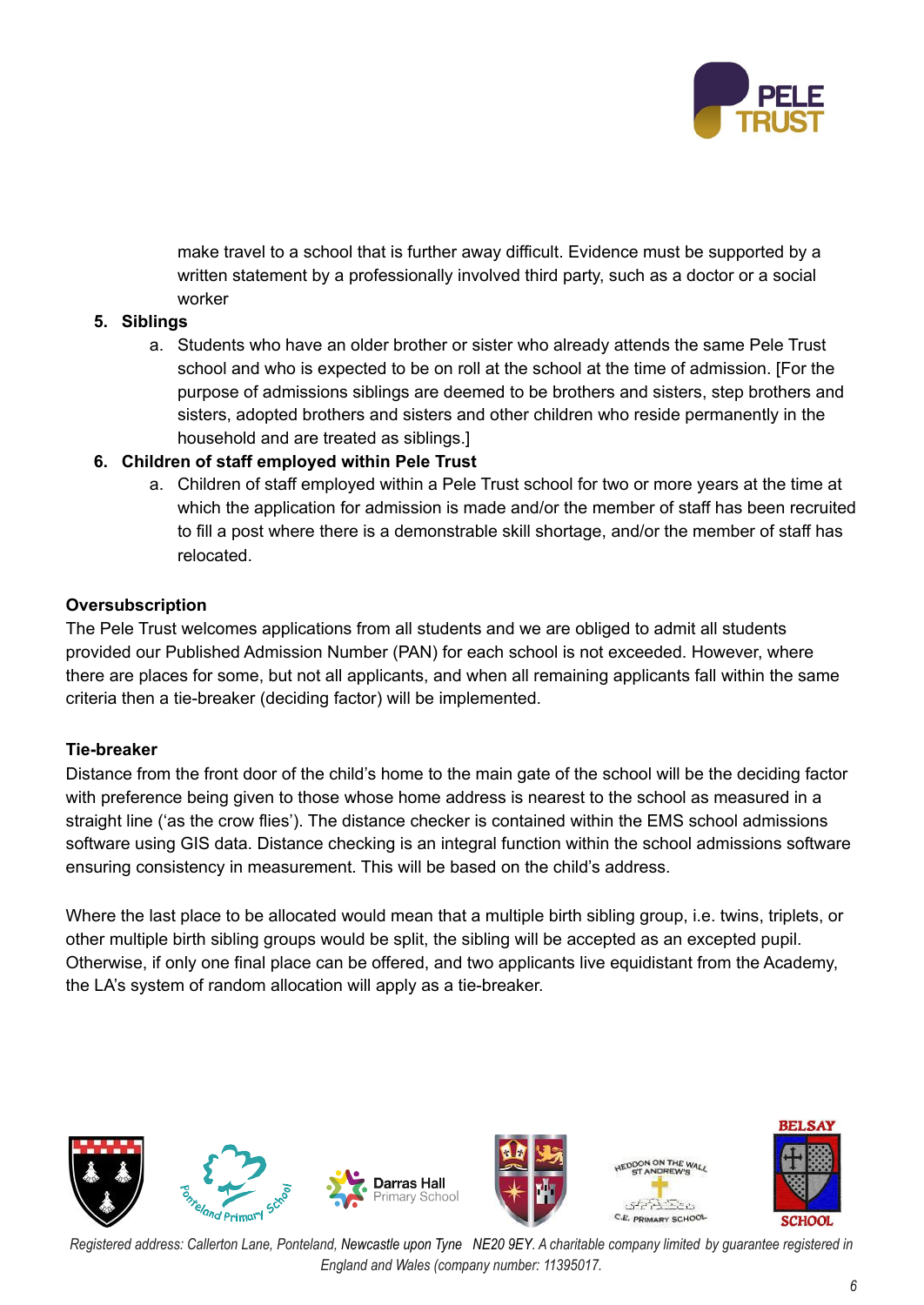make travel to a school that is further away difficult. Evidence must be supported by a written statement by a professionally involved third party, such as a doctor or a social worker

5. **Siblings**
    a. Students who have an older brother or sister who already attends the same Pele Trust school and who is expected to be on roll at the school at the time of admission. [For the purpose of admissions siblings are deemed to be brothers and sisters, step brothers and sisters, adopted brothers and sisters and other children who reside permanently in the household and are treated as siblings.]
6. **Children of staff employed within Pele Trust**
    a. Children of staff employed within a Pele Trust school for two or more years at the time at which the application for admission is made and/or the member of staff has been recruited to fill a post where there is a demonstrable skill shortage, and/or the member of staff has relocated.

**Oversubscription**

The Pele Trust welcomes applications from all students and we are obliged to admit all students provided our Published Admission Number (PAN) for each school is not exceeded. However, where there are places for some, but not all applicants, and when all remaining applicants fall within the same criteria then a tie-breaker (deciding factor) will be implemented.

**Tie-breaker**

Distance from the front door of the child's home to the main gate of the school will be the deciding factor with preference being given to those whose home address is nearest to the school as measured in a straight line ('as the crow flies'). The distance checker is contained within the EMS school admissions software using GIS data. Distance checking is an integral function within the school admissions software ensuring consistency in measurement. This will be based on the child's address.

Where the last place to be allocated would mean that a multiple birth sibling group, i.e. twins, triplets, or other multiple birth sibling groups would be split, the sibling will be accepted as an excepted pupil. Otherwise, if only one final place can be offered, and two applicants live equidistant from the Academy, the LA's system of random allocation will apply as a tie-breaker.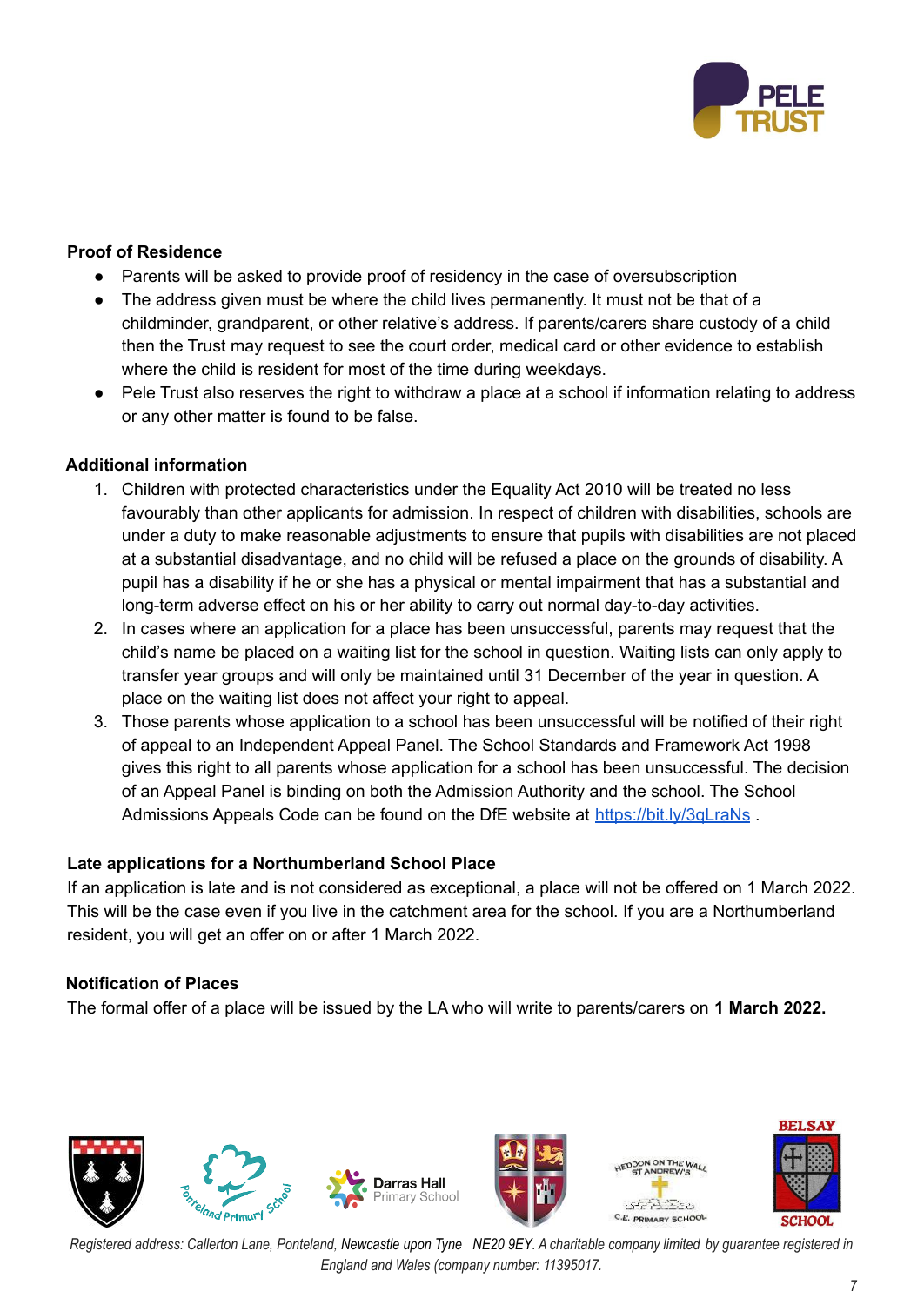### Proof of Residence

- Parents will be asked to provide proof of residency in the case of oversubscription
- The address given must be where the child lives permanently. It must not be that of a childminder, grandparent, or other relative's address. If parents/carers share custody of a child then the Trust may request to see the court order, medical card or other evidence to establish where the child is resident for most of the time during weekdays.
- Pele Trust also reserves the right to withdraw a place at a school if information relating to address or any other matter is found to be false.

### Additional information

1. Children with protected characteristics under the Equality Act 2010 will be treated no less favourably than other applicants for admission. In respect of children with disabilities, schools are under a duty to make reasonable adjustments to ensure that pupils with disabilities are not placed at a substantial disadvantage, and no child will be refused a place on the grounds of disability. A pupil has a disability if he or she has a physical or mental impairment that has a substantial and long-term adverse effect on his or her ability to carry out normal day-to-day activities.
2. In cases where an application for a place has been unsuccessful, parents may request that the child's name be placed on a waiting list for the school in question. Waiting lists can only apply to transfer year groups and will only be maintained until 31 December of the year in question. A place on the waiting list does not affect your right to appeal.
3. Those parents whose application to a school has been unsuccessful will be notified of their right of appeal to an Independent Appeal Panel. The School Standards and Framework Act 1998 gives this right to all parents whose application for a school has been unsuccessful. The decision of an Appeal Panel is binding on both the Admission Authority and the school. The School Admissions Appeals Code can be found on the DfE website at [https://bit.ly/3qLraNs](https://bit.ly/3qLraNs) .

### Late applications for a Northumberland School Place

If an application is late and is not considered as exceptional, a place will not be offered on 1 March 2022. This will be the case even if you live in the catchment area for the school. If you are a Northumberland resident, you will get an offer on or after 1 March 2022.

### Notification of Places

The formal offer of a place will be issued by the LA who will write to parents/carers on **1 March 2022.**

*Registered address: Callerton Lane, Ponteland, Newcastle upon Tyne NE20 9EY. A charitable company limited by guarantee registered in England and Wales (company number: 11395017.*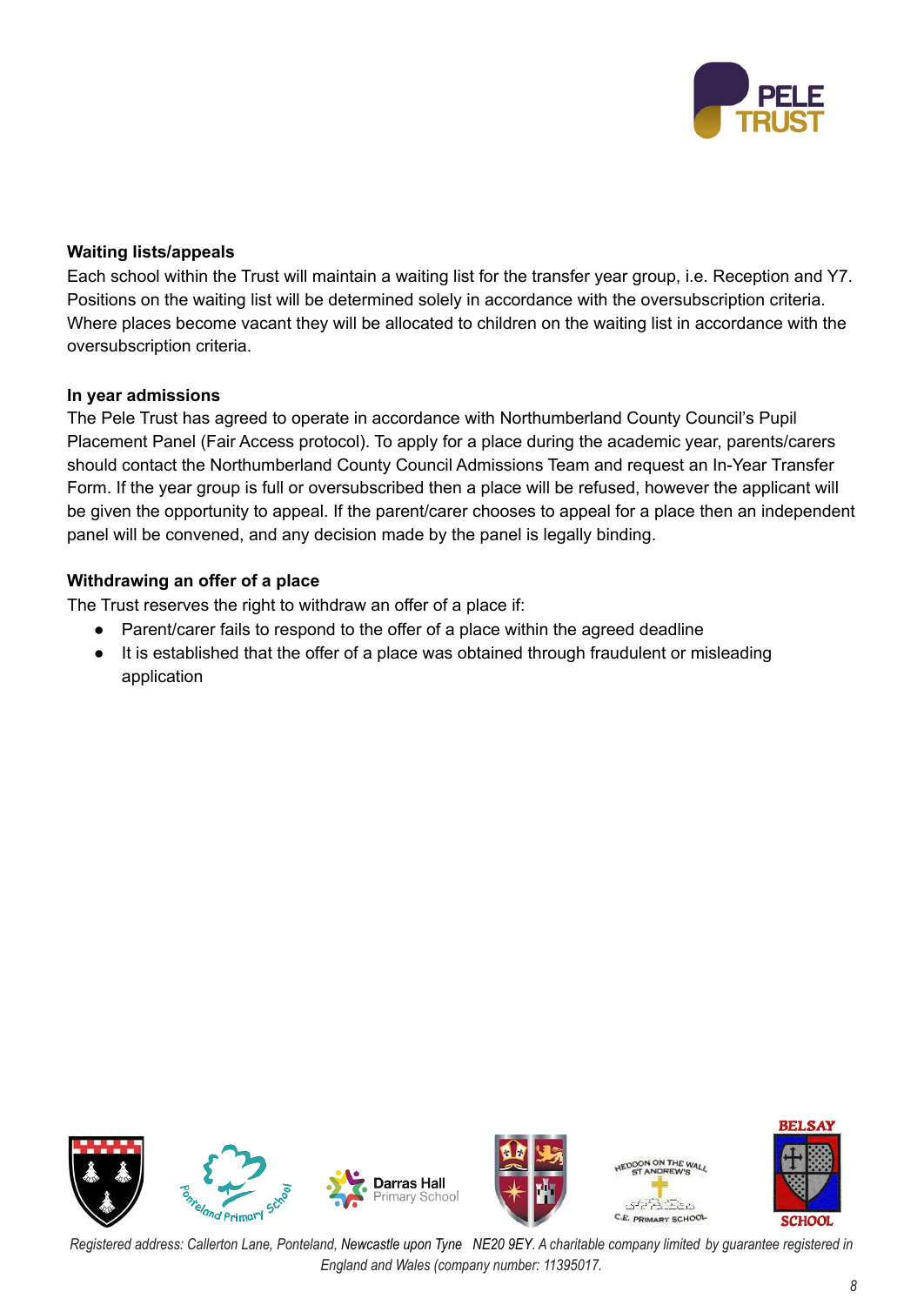**Waiting lists/appeals**

Each school within the Trust will maintain a waiting list for the transfer year group, i.e. Reception and Y7. Positions on the waiting list will be determined solely in accordance with the oversubscription criteria. Where places become vacant they will be allocated to children on the waiting list in accordance with the oversubscription criteria.

**In year admissions**

The Pele Trust has agreed to operate in accordance with Northumberland County Council's Pupil Placement Panel (Fair Access protocol). To apply for a place during the academic year, parents/carers should contact the Northumberland County Council Admissions Team and request an In-Year Transfer Form. If the year group is full or oversubscribed then a place will be refused, however the applicant will be given the opportunity to appeal. If the parent/carer chooses to appeal for a place then an independent panel will be convened, and any decision made by the panel is legally binding.

**Withdrawing an offer of a place**

The Trust reserves the right to withdraw an offer of a place if:

- Parent/carer fails to respond to the offer of a place within the agreed deadline
- It is established that the offer of a place was obtained through fraudulent or misleading application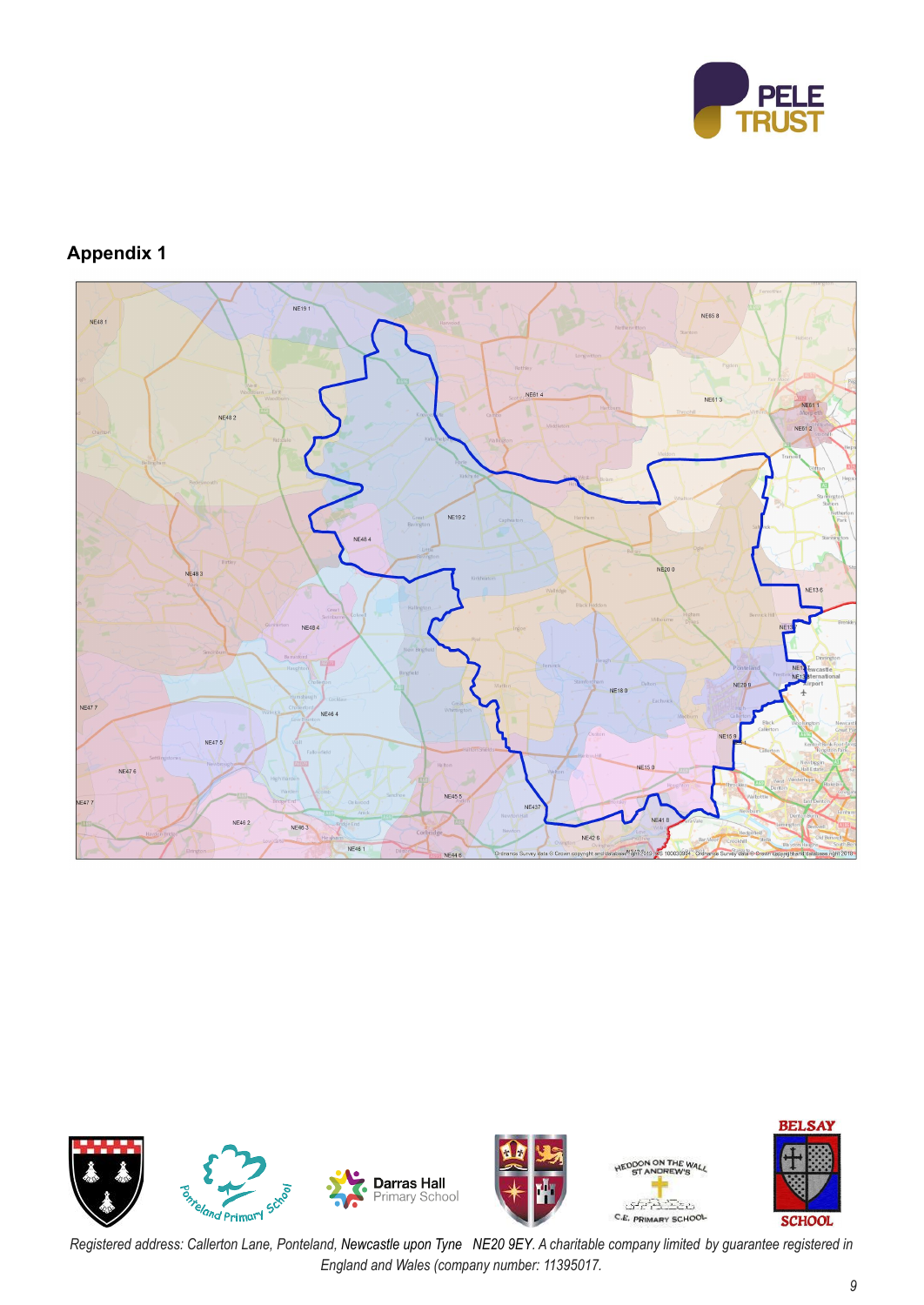## Appendix 1

NE19 1

NE48 1

NE65 8

NE61 4

NE61 3

NE48 2

NE61 1

NE61 2

NE19 2

NE48 4

NE48 3

NE20 0

NE13 6

NE48 4

NE46 4

NE47 7

NE18 0

NE20 9

NE47 5

NE47 6

NE15 0

NE47 7

NE45 5

NE43 7

NE46 2

NE46 3

NE41 8

NE42 6

NE46 1

NE44 6

Ordnance Survey data © Crown copyright and database right 2019. OS 100030994. Ordnance Survey data © Crown copyright and database right 2018

*Registered address: Callerton Lane, Ponteland, Newcastle upon Tyne NE20 9EY. A charitable company limited by guarantee registered in England and Wales (company number: 11395017.*